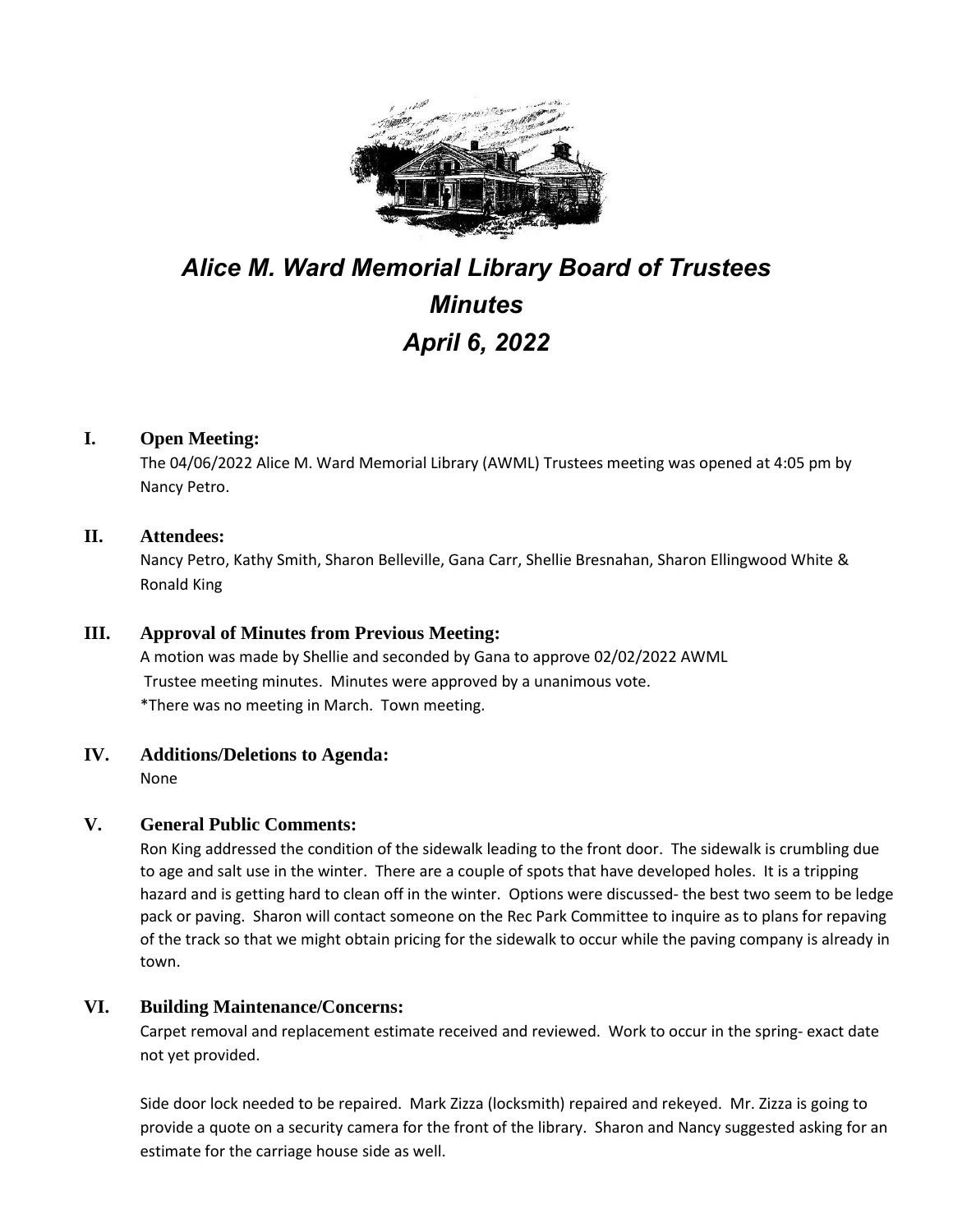# *Alice M. Ward Memorial Library Board of Trustees Minutes April 6, 2022*

## I. Open Meeting:

The 04/06/2022 Alice M. Ward Memorial Library (AWML) Trustees meeting was opened at 4:05 pm by Nancy Petro.

## II. Attendees:

Nancy Petro, Kathy Smith, Sharon Belleville, Gana Carr, Shellie Bresnahan, Sharon Ellingwood White & Ronald King

## III. Approval of Minutes from Previous Meeting:

A motion was made by Shellie and seconded by Gana to approve 02/02/2022 AWML Trustee meeting minutes. Minutes were approved by a unanimous vote.
*There was no meeting in March. Town meeting.

## IV. Additions/Deletions to Agenda:

None

## V. General Public Comments:

Ron King addressed the condition of the sidewalk leading to the front door. The sidewalk is crumbling due to age and salt use in the winter. There are a couple of spots that have developed holes. It is a tripping hazard and is getting hard to clean off in the winter. Options were discussed- the best two seem to be ledge pack or paving. Sharon will contact someone on the Rec Park Committee to inquire as to plans for repaving of the track so that we might obtain pricing for the sidewalk to occur while the paving company is already in town.

## VI. Building Maintenance/Concerns:

Carpet removal and replacement estimate received and reviewed. Work to occur in the spring- exact date not yet provided.

Side door lock needed to be repaired. Mark Zizza (locksmith) repaired and rekeyed. Mr. Zizza is going to provide a quote on a security camera for the front of the library. Sharon and Nancy suggested asking for an estimate for the carriage house side as well.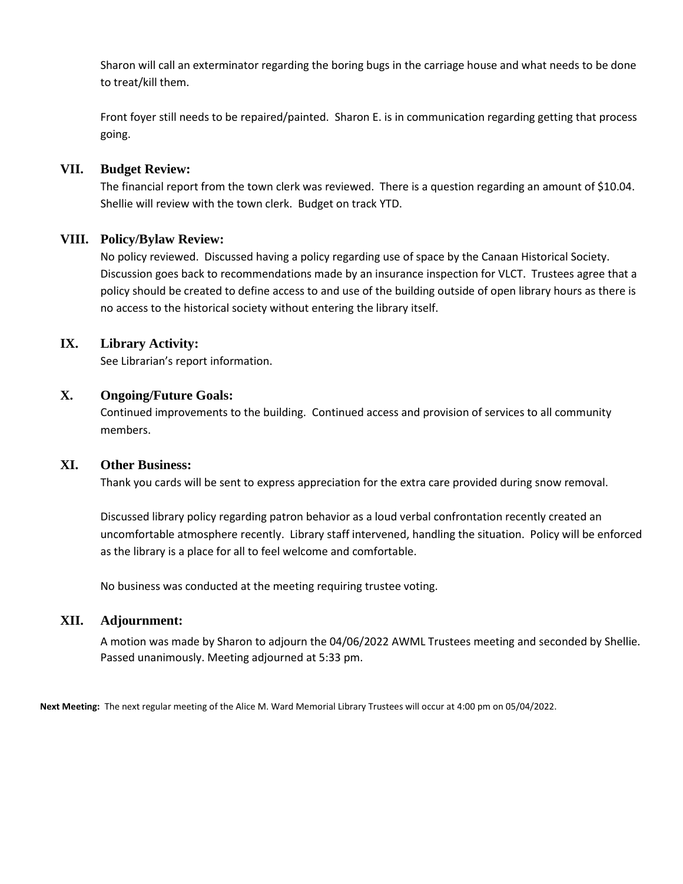Sharon will call an exterminator regarding the boring bugs in the carriage house and what needs to be done to treat/kill them.

Front foyer still needs to be repaired/painted. Sharon E. is in communication regarding getting that process going.

## VII. Budget Review:

The financial report from the town clerk was reviewed. There is a question regarding an amount of $10.04. Shellie will review with the town clerk. Budget on track YTD.

## VIII. Policy/Bylaw Review:

No policy reviewed. Discussed having a policy regarding use of space by the Canaan Historical Society. Discussion goes back to recommendations made by an insurance inspection for VLCT. Trustees agree that a policy should be created to define access to and use of the building outside of open library hours as there is no access to the historical society without entering the library itself.

## IX. Library Activity:

See Librarian's report information.

## X. Ongoing/Future Goals:

Continued improvements to the building. Continued access and provision of services to all community members.

## XI. Other Business:

Thank you cards will be sent to express appreciation for the extra care provided during snow removal.

Discussed library policy regarding patron behavior as a loud verbal confrontation recently created an uncomfortable atmosphere recently. Library staff intervened, handling the situation. Policy will be enforced as the library is a place for all to feel welcome and comfortable.

No business was conducted at the meeting requiring trustee voting.

## XII. Adjournment:

A motion was made by Sharon to adjourn the 04/06/2022 AWML Trustees meeting and seconded by Shellie. Passed unanimously. Meeting adjourned at 5:33 pm.

**Next Meeting:** The next regular meeting of the Alice M. Ward Memorial Library Trustees will occur at 4:00 pm on 05/04/2022.